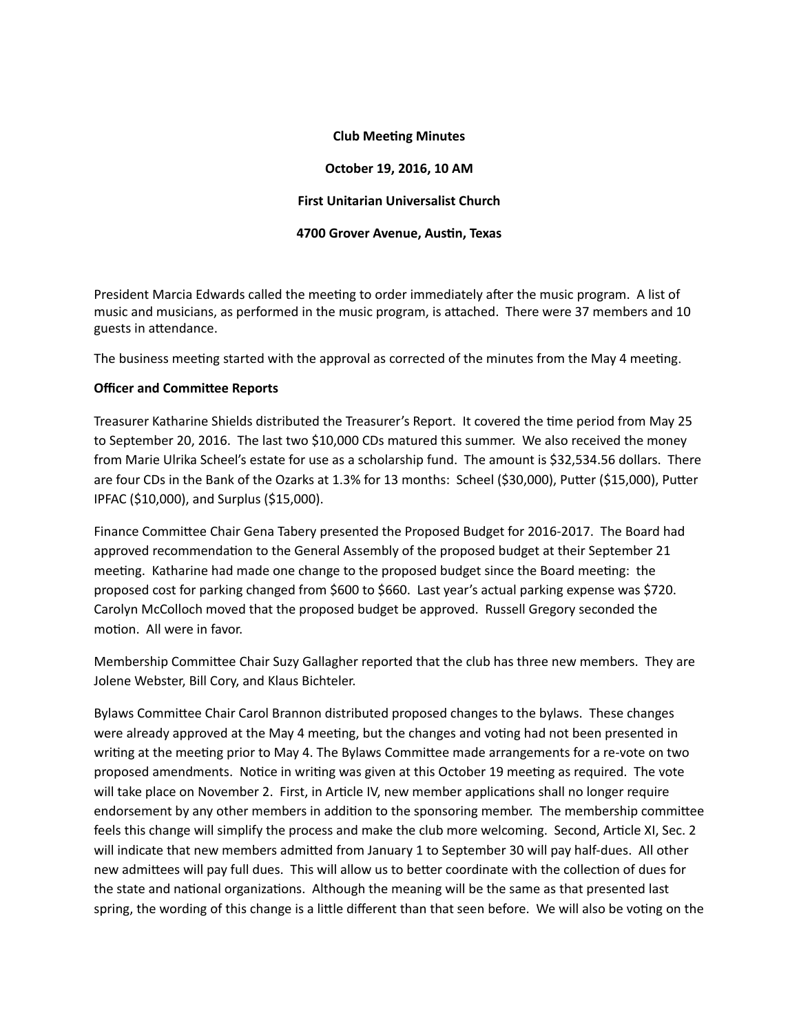**Club Meeting Minutes**

**October 19, 2016, 10 AM**

**First Unitarian Universalist Church**

**4700 Grover Avenue, Austin, Texas**

President Marcia Edwards called the meeting to order immediately after the music program. A list of music and musicians, as performed in the music program, is attached. There were 37 members and 10 guests in attendance.

The business meeting started with the approval as corrected of the minutes from the May 4 meeting.

**Officer and Committee Reports**

Treasurer Katharine Shields distributed the Treasurer's Report. It covered the time period from May 25 to September 20, 2016. The last two $10,000 CDs matured this summer. We also received the money from Marie Ulrika Scheel's estate for use as a scholarship fund. The amount is $32,534.56 dollars. There are four CDs in the Bank of the Ozarks at 1.3% for 13 months: Scheel ($30,000), Putter ($15,000), Putter IPFAC ($10,000), and Surplus ($15,000).

Finance Committee Chair Gena Tabery presented the Proposed Budget for 2016-2017. The Board had approved recommendation to the General Assembly of the proposed budget at their September 21 meeting. Katharine had made one change to the proposed budget since the Board meeting: the proposed cost for parking changed from $600 to $660. Last year's actual parking expense was $720. Carolyn McColloch moved that the proposed budget be approved. Russell Gregory seconded the motion. All were in favor.

Membership Committee Chair Suzy Gallagher reported that the club has three new members. They are Jolene Webster, Bill Cory, and Klaus Bichteler.

Bylaws Committee Chair Carol Brannon distributed proposed changes to the bylaws. These changes were already approved at the May 4 meeting, but the changes and voting had not been presented in writing at the meeting prior to May 4. The Bylaws Committee made arrangements for a re-vote on two proposed amendments. Notice in writing was given at this October 19 meeting as required. The vote will take place on November 2. First, in Article IV, new member applications shall no longer require endorsement by any other members in addition to the sponsoring member. The membership committee feels this change will simplify the process and make the club more welcoming. Second, Article XI, Sec. 2 will indicate that new members admitted from January 1 to September 30 will pay half-dues. All other new admittees will pay full dues. This will allow us to better coordinate with the collection of dues for the state and national organizations. Although the meaning will be the same as that presented last spring, the wording of this change is a little different than that seen before. We will also be voting on the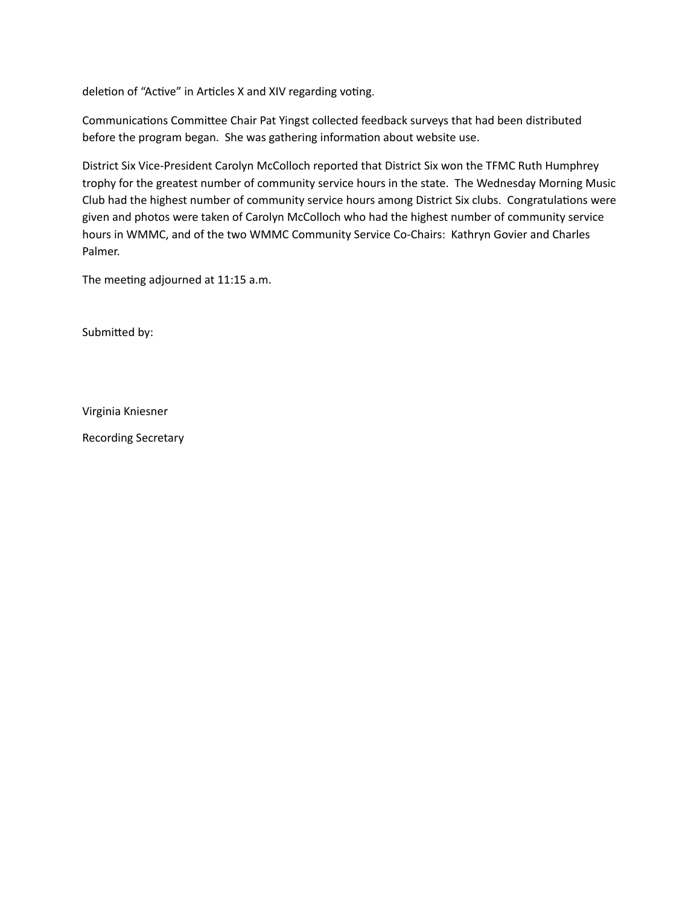deletion of "Active" in Articles X and XIV regarding voting.

Communications Committee Chair Pat Yingst collected feedback surveys that had been distributed before the program began. She was gathering information about website use.

District Six Vice-President Carolyn McColloch reported that District Six won the TFMC Ruth Humphrey trophy for the greatest number of community service hours in the state. The Wednesday Morning Music Club had the highest number of community service hours among District Six clubs. Congratulations were given and photos were taken of Carolyn McColloch who had the highest number of community service hours in WMMC, and of the two WMMC Community Service Co-Chairs: Kathryn Govier and Charles Palmer.

The meeting adjourned at 11:15 a.m.

Submitted by:

Virginia Kniesner

Recording Secretary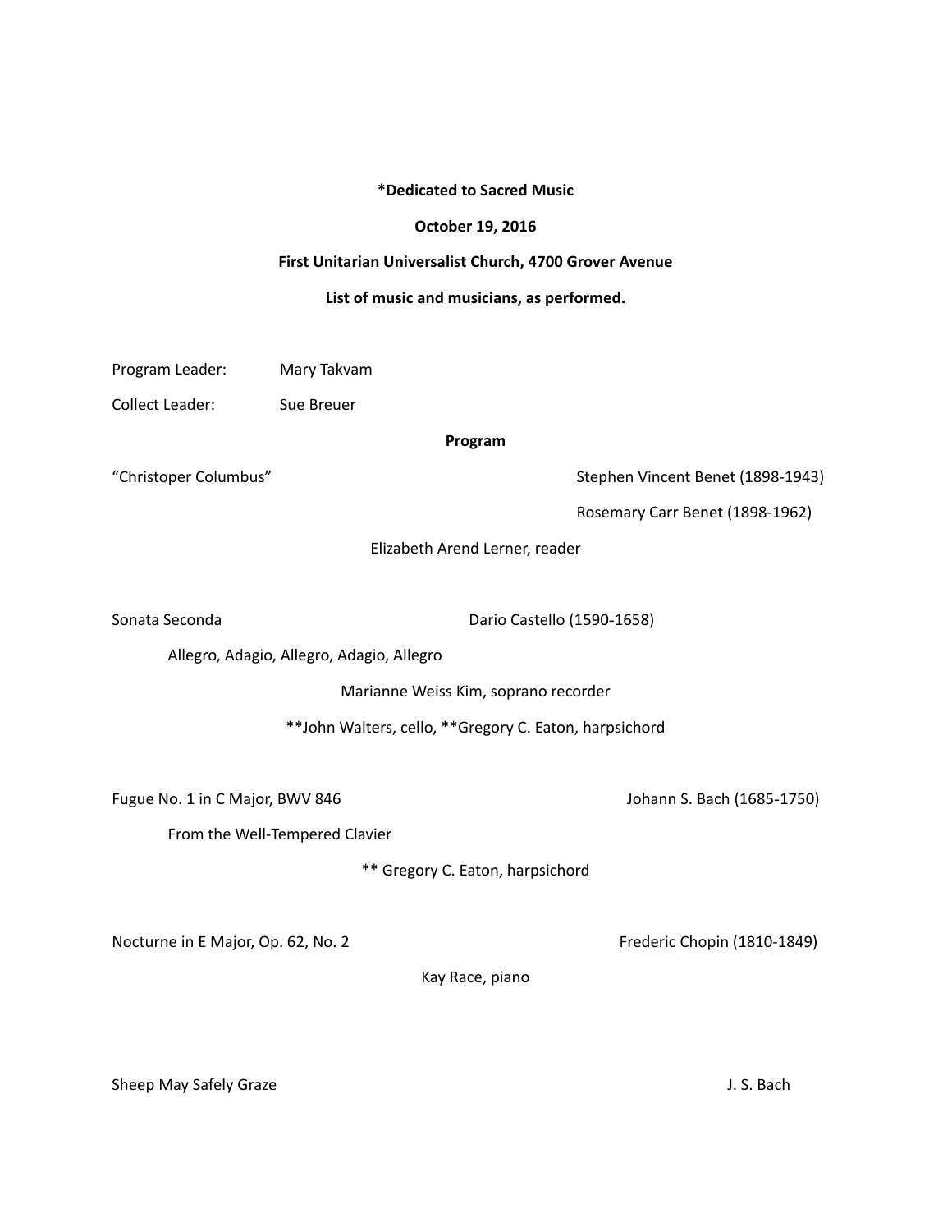**\*Dedicated to Sacred Music**

**October 19, 2016**

**First Unitarian Universalist Church, 4700 Grover Avenue**

**List of music and musicians, as performed.**

Program Leader: Mary Takvam

Collect Leader: Sue Breuer

**Program**

"Christoper Columbus" Stephen Vincent Benet (1898-1943)

Rosemary Carr Benet (1898-1962)

Elizabeth Arend Lerner, reader

Sonata Seconda Dario Castello (1590-1658)

Allegro, Adagio, Allegro, Adagio, Allegro

Marianne Weiss Kim, soprano recorder

**John Walters, cello, **Gregory C. Eaton, harpsichord

Fugue No. 1 in C Major, BWV 846 Johann S. Bach (1685-1750)

From the Well-Tempered Clavier

** Gregory C. Eaton, harpsichord

Nocturne in E Major, Op. 62, No. 2 Frederic Chopin (1810-1849)

Kay Race, piano

Sheep May Safely Graze J. S. Bach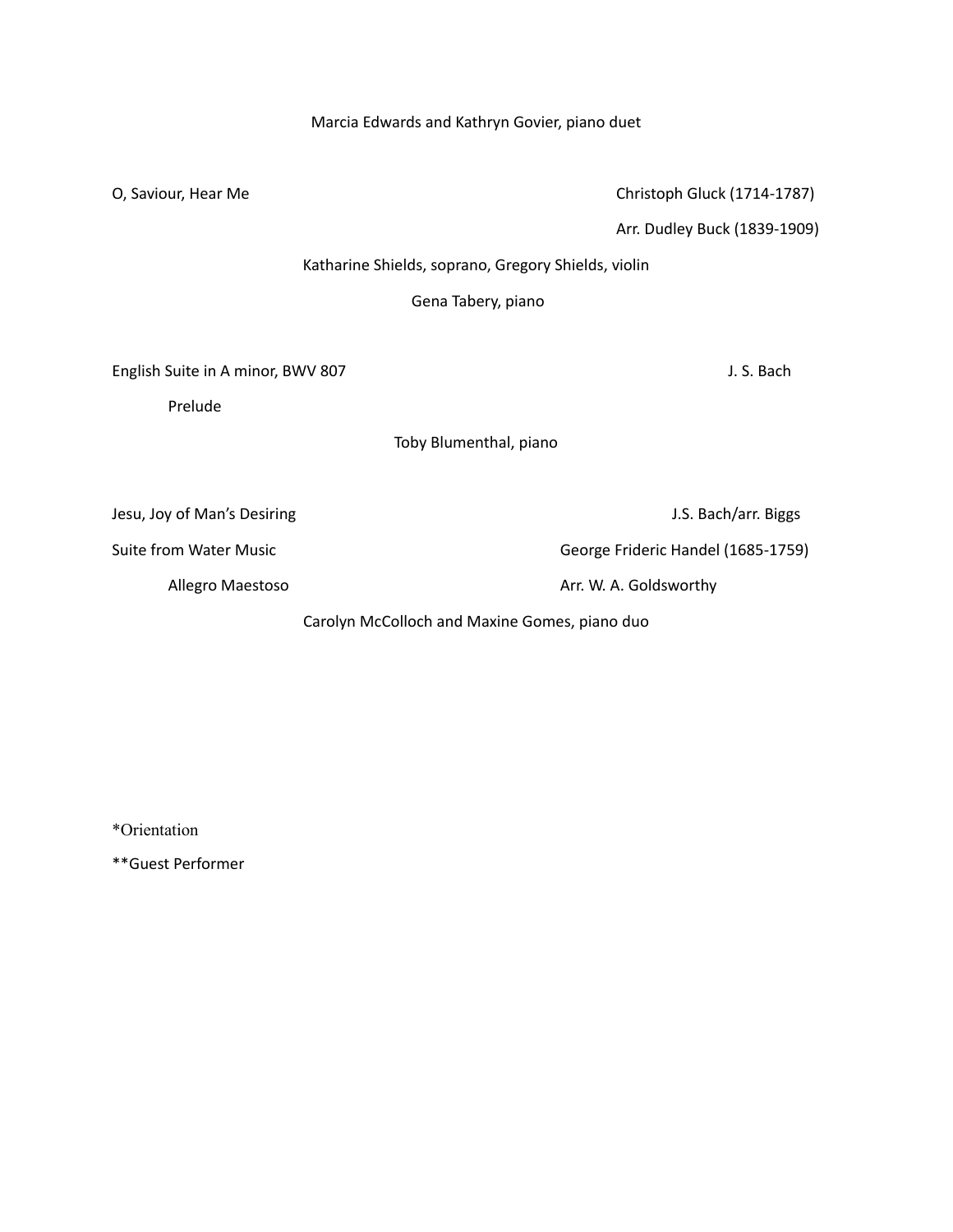Marcia Edwards and Kathryn Govier, piano duet

O, Saviour, Hear Me — Christoph Gluck (1714-1787)
Arr. Dudley Buck (1839-1909)

Katharine Shields, soprano, Gregory Shields, violin

Gena Tabery, piano

English Suite in A minor, BWV 807 — J. S. Bach

Prelude

Toby Blumenthal, piano

Jesu, Joy of Man's Desiring — J.S. Bach/arr. Biggs

Suite from Water Music — George Frideric Handel (1685-1759)

Allegro Maestoso — Arr. W. A. Goldsworthy

Carolyn McColloch and Maxine Gomes, piano duo

*Orientation

**Guest Performer